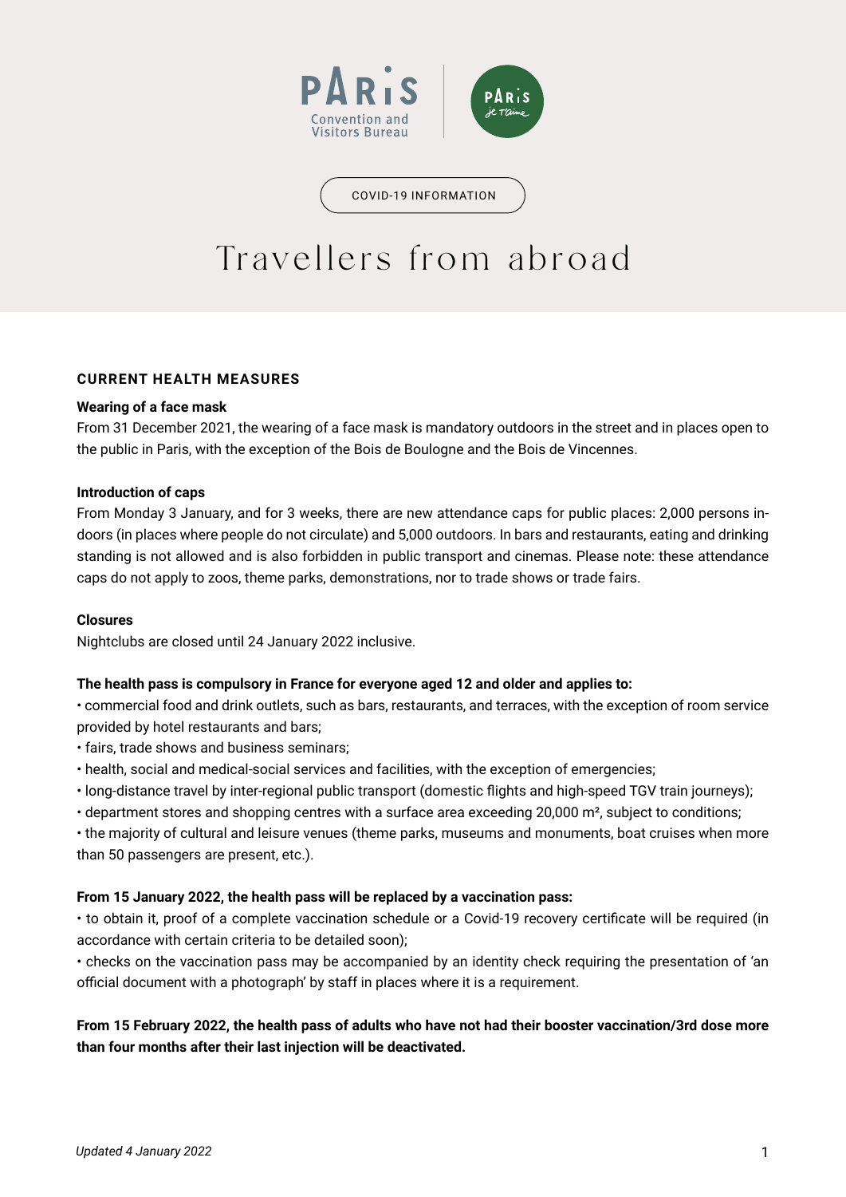PARIS Convention and Visitors Bureau

COVID-19 INFORMATION

# Travellers from abroad

## CURRENT HEALTH MEASURES

**Wearing of a face mask**
From 31 December 2021, the wearing of a face mask is mandatory outdoors in the street and in places open to the public in Paris, with the exception of the Bois de Boulogne and the Bois de Vincennes.

**Introduction of caps**
From Monday 3 January, and for 3 weeks, there are new attendance caps for public places: 2,000 persons indoors (in places where people do not circulate) and 5,000 outdoors. In bars and restaurants, eating and drinking standing is not allowed and is also forbidden in public transport and cinemas. Please note: these attendance caps do not apply to zoos, theme parks, demonstrations, nor to trade shows or trade fairs.

**Closures**
Nightclubs are closed until 24 January 2022 inclusive.

**The health pass is compulsory in France for everyone aged 12 and older and applies to:**

- commercial food and drink outlets, such as bars, restaurants, and terraces, with the exception of room service provided by hotel restaurants and bars;
- fairs, trade shows and business seminars;
- health, social and medical-social services and facilities, with the exception of emergencies;
- long-distance travel by inter-regional public transport (domestic flights and high-speed TGV train journeys);
- department stores and shopping centres with a surface area exceeding 20,000 m², subject to conditions;
- the majority of cultural and leisure venues (theme parks, museums and monuments, boat cruises when more than 50 passengers are present, etc.).

**From 15 January 2022, the health pass will be replaced by a vaccination pass:**

- to obtain it, proof of a complete vaccination schedule or a Covid-19 recovery certificate will be required (in accordance with certain criteria to be detailed soon);
- checks on the vaccination pass may be accompanied by an identity check requiring the presentation of 'an official document with a photograph' by staff in places where it is a requirement.

**From 15 February 2022, the health pass of adults who have not had their booster vaccination/3rd dose more than four months after their last injection will be deactivated.**

*Updated 4 January 2022*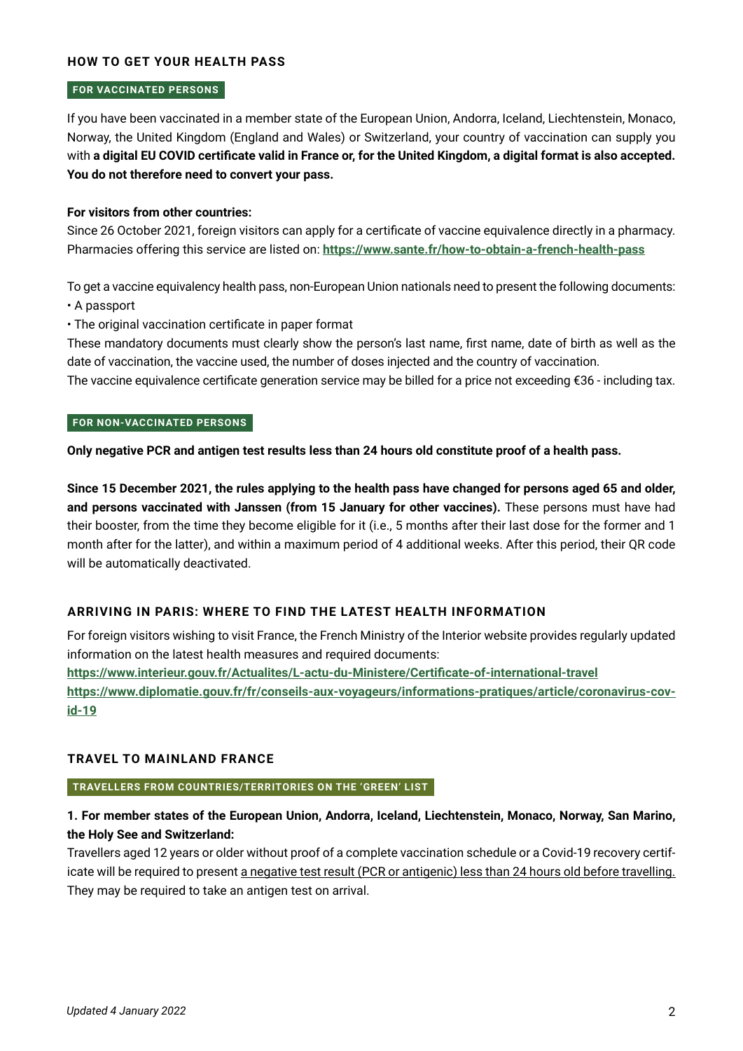## HOW TO GET YOUR HEALTH PASS

### FOR VACCINATED PERSONS

If you have been vaccinated in a member state of the European Union, Andorra, Iceland, Liechtenstein, Monaco, Norway, the United Kingdom (England and Wales) or Switzerland, your country of vaccination can supply you with **a digital EU COVID certificate valid in France or, for the United Kingdom, a digital format is also accepted. You do not therefore need to convert your pass.**

**For visitors from other countries:**
Since 26 October 2021, foreign visitors can apply for a certificate of vaccine equivalence directly in a pharmacy. Pharmacies offering this service are listed on: **https://www.sante.fr/how-to-obtain-a-french-health-pass**

To get a vaccine equivalency health pass, non-European Union nationals need to present the following documents:

- A passport
- The original vaccination certificate in paper format

These mandatory documents must clearly show the person's last name, first name, date of birth as well as the date of vaccination, the vaccine used, the number of doses injected and the country of vaccination.
The vaccine equivalence certificate generation service may be billed for a price not exceeding €36 - including tax.

### FOR NON-VACCINATED PERSONS

**Only negative PCR and antigen test results less than 24 hours old constitute proof of a health pass.**

**Since 15 December 2021, the rules applying to the health pass have changed for persons aged 65 and older, and persons vaccinated with Janssen (from 15 January for other vaccines).** These persons must have had their booster, from the time they become eligible for it (i.e., 5 months after their last dose for the former and 1 month after for the latter), and within a maximum period of 4 additional weeks. After this period, their QR code will be automatically deactivated.

## ARRIVING IN PARIS: WHERE TO FIND THE LATEST HEALTH INFORMATION

For foreign visitors wishing to visit France, the French Ministry of the Interior website provides regularly updated information on the latest health measures and required documents:
**https://www.interieur.gouv.fr/Actualites/L-actu-du-Ministere/Certificate-of-international-travel**
**https://www.diplomatie.gouv.fr/fr/conseils-aux-voyageurs/informations-pratiques/article/coronavirus-covid-19**

## TRAVEL TO MAINLAND FRANCE

### TRAVELLERS FROM COUNTRIES/TERRITORIES ON THE 'GREEN' LIST

**1. For member states of the European Union, Andorra, Iceland, Liechtenstein, Monaco, Norway, San Marino, the Holy See and Switzerland:**
Travellers aged 12 years or older without proof of a complete vaccination schedule or a Covid-19 recovery certificate will be required to present a negative test result (PCR or antigenic) less than 24 hours old before travelling. They may be required to take an antigen test on arrival.

*Updated 4 January 2022*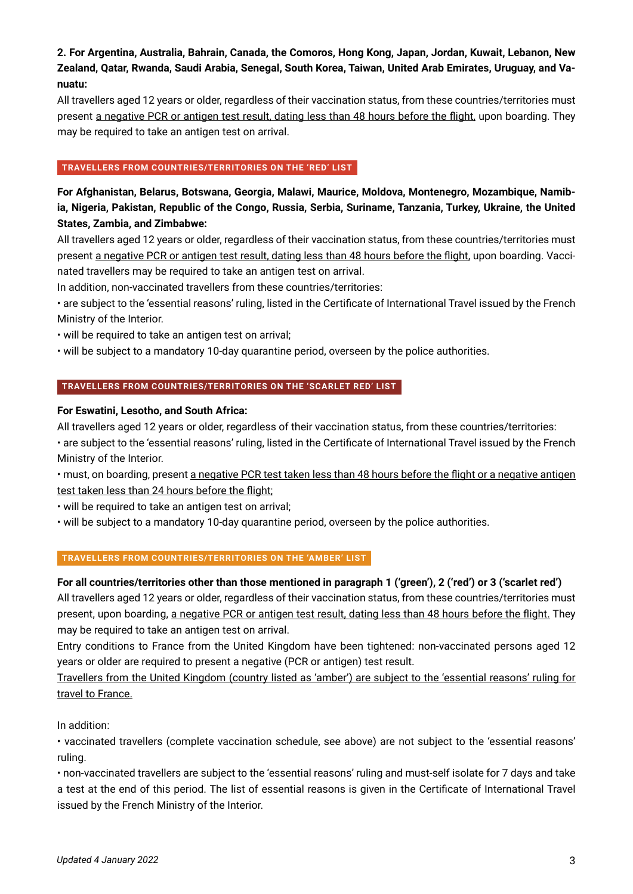**2. For Argentina, Australia, Bahrain, Canada, the Comoros, Hong Kong, Japan, Jordan, Kuwait, Lebanon, New Zealand, Qatar, Rwanda, Saudi Arabia, Senegal, South Korea, Taiwan, United Arab Emirates, Uruguay, and Vanuatu:**

All travellers aged 12 years or older, regardless of their vaccination status, from these countries/territories must present a negative PCR or antigen test result, dating less than 48 hours before the flight, upon boarding. They may be required to take an antigen test on arrival.

## TRAVELLERS FROM COUNTRIES/TERRITORIES ON THE 'RED' LIST

**For Afghanistan, Belarus, Botswana, Georgia, Malawi, Maurice, Moldova, Montenegro, Mozambique, Namibia, Nigeria, Pakistan, Republic of the Congo, Russia, Serbia, Suriname, Tanzania, Turkey, Ukraine, the United States, Zambia, and Zimbabwe:**

All travellers aged 12 years or older, regardless of their vaccination status, from these countries/territories must present a negative PCR or antigen test result, dating less than 48 hours before the flight, upon boarding. Vaccinated travellers may be required to take an antigen test on arrival.

In addition, non-vaccinated travellers from these countries/territories:

- are subject to the 'essential reasons' ruling, listed in the Certificate of International Travel issued by the French Ministry of the Interior.
- will be required to take an antigen test on arrival;
- will be subject to a mandatory 10-day quarantine period, overseen by the police authorities.

## TRAVELLERS FROM COUNTRIES/TERRITORIES ON THE 'SCARLET RED' LIST

**For Eswatini, Lesotho, and South Africa:**

All travellers aged 12 years or older, regardless of their vaccination status, from these countries/territories:

- are subject to the 'essential reasons' ruling, listed in the Certificate of International Travel issued by the French Ministry of the Interior.
- must, on boarding, present a negative PCR test taken less than 48 hours before the flight or a negative antigen test taken less than 24 hours before the flight;
- will be required to take an antigen test on arrival;
- will be subject to a mandatory 10-day quarantine period, overseen by the police authorities.

## TRAVELLERS FROM COUNTRIES/TERRITORIES ON THE 'AMBER' LIST

**For all countries/territories other than those mentioned in paragraph 1 ('green'), 2 ('red') or 3 ('scarlet red')**

All travellers aged 12 years or older, regardless of their vaccination status, from these countries/territories must present, upon boarding, a negative PCR or antigen test result, dating less than 48 hours before the flight. They may be required to take an antigen test on arrival.

Entry conditions to France from the United Kingdom have been tightened: non-vaccinated persons aged 12 years or older are required to present a negative (PCR or antigen) test result.

Travellers from the United Kingdom (country listed as 'amber') are subject to the 'essential reasons' ruling for travel to France.

In addition:

- vaccinated travellers (complete vaccination schedule, see above) are not subject to the 'essential reasons' ruling.
- non-vaccinated travellers are subject to the 'essential reasons' ruling and must-self isolate for 7 days and take a test at the end of this period. The list of essential reasons is given in the Certificate of International Travel issued by the French Ministry of the Interior.

*Updated 4 January 2022*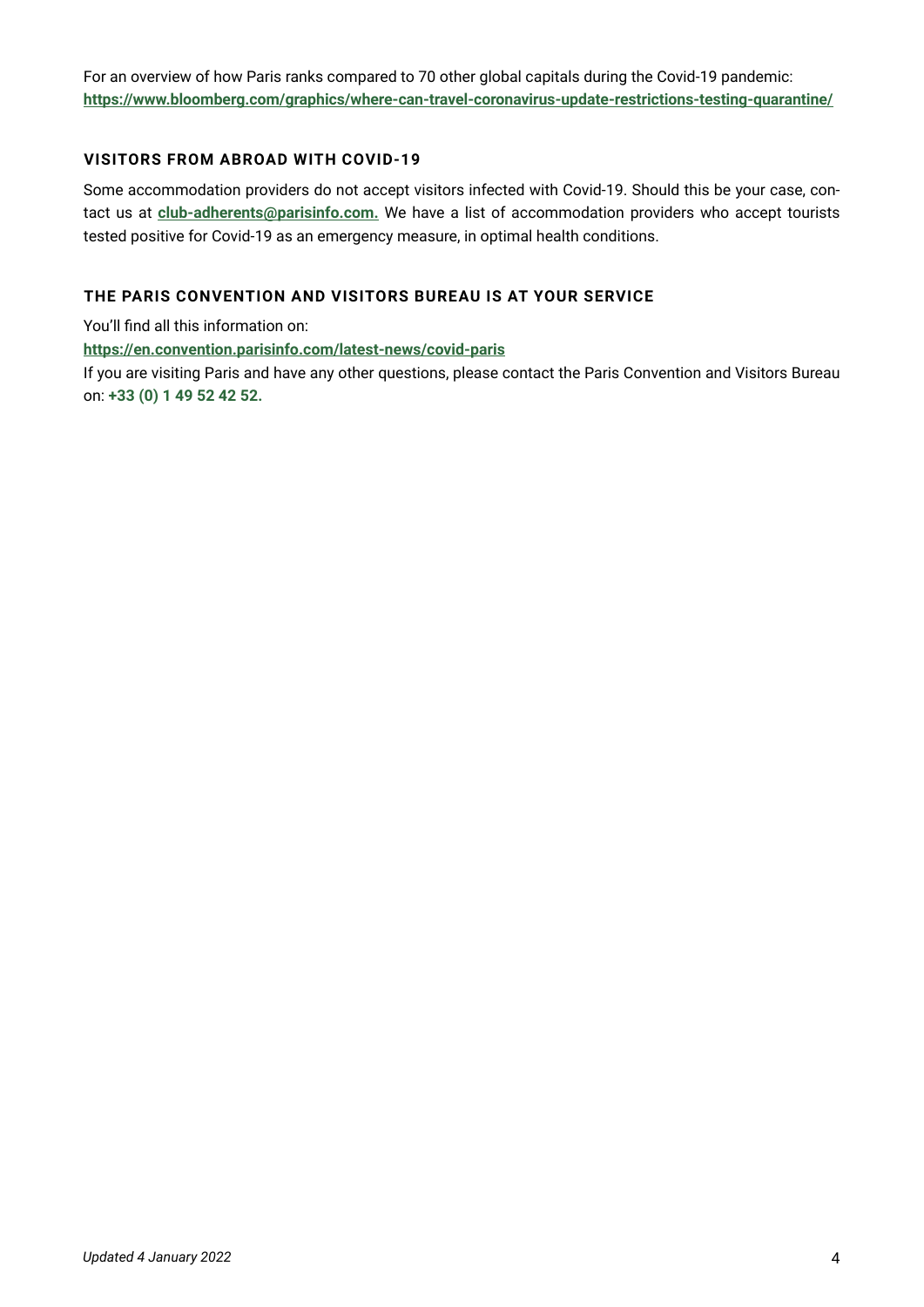For an overview of how Paris ranks compared to 70 other global capitals during the Covid-19 pandemic:
**https://www.bloomberg.com/graphics/where-can-travel-coronavirus-update-restrictions-testing-quarantine/**

## VISITORS FROM ABROAD WITH COVID-19

Some accommodation providers do not accept visitors infected with Covid-19. Should this be your case, contact us at **club-adherents@parisinfo.com.** We have a list of accommodation providers who accept tourists tested positive for Covid-19 as an emergency measure, in optimal health conditions.

## THE PARIS CONVENTION AND VISITORS BUREAU IS AT YOUR SERVICE

You'll find all this information on:
**https://en.convention.parisinfo.com/latest-news/covid-paris**
If you are visiting Paris and have any other questions, please contact the Paris Convention and Visitors Bureau on: **+33 (0) 1 49 52 42 52.**

*Updated 4 January 2022*